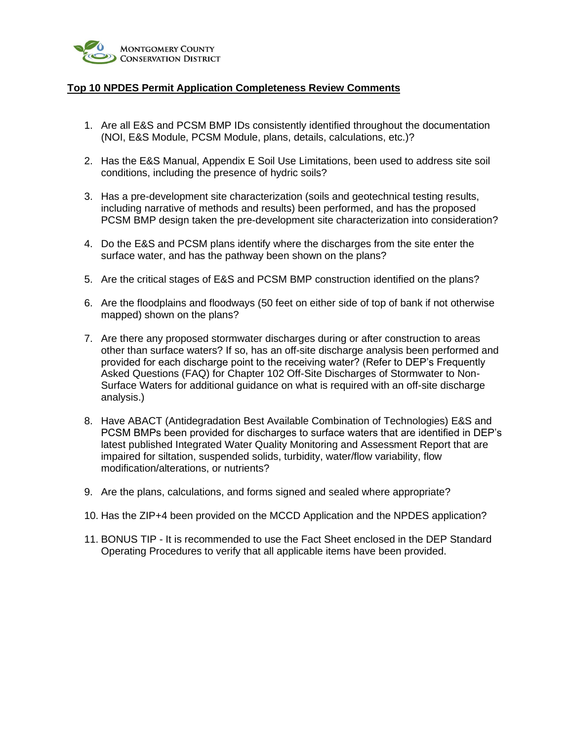MONTGOMERY COUNTY
CONSERVATION DISTRICT

## Top 10 NPDES Permit Application Completeness Review Comments

1. Are all E&S and PCSM BMP IDs consistently identified throughout the documentation (NOI, E&S Module, PCSM Module, plans, details, calculations, etc.)?

2. Has the E&S Manual, Appendix E Soil Use Limitations, been used to address site soil conditions, including the presence of hydric soils?

3. Has a pre-development site characterization (soils and geotechnical testing results, including narrative of methods and results) been performed, and has the proposed PCSM BMP design taken the pre-development site characterization into consideration?

4. Do the E&S and PCSM plans identify where the discharges from the site enter the surface water, and has the pathway been shown on the plans?

5. Are the critical stages of E&S and PCSM BMP construction identified on the plans?

6. Are the floodplains and floodways (50 feet on either side of top of bank if not otherwise mapped) shown on the plans?

7. Are there any proposed stormwater discharges during or after construction to areas other than surface waters? If so, has an off-site discharge analysis been performed and provided for each discharge point to the receiving water? (Refer to DEP's Frequently Asked Questions (FAQ) for Chapter 102 Off-Site Discharges of Stormwater to Non-Surface Waters for additional guidance on what is required with an off-site discharge analysis.)

8. Have ABACT (Antidegradation Best Available Combination of Technologies) E&S and PCSM BMPs been provided for discharges to surface waters that are identified in DEP's latest published Integrated Water Quality Monitoring and Assessment Report that are impaired for siltation, suspended solids, turbidity, water/flow variability, flow modification/alterations, or nutrients?

9. Are the plans, calculations, and forms signed and sealed where appropriate?

10. Has the ZIP+4 been provided on the MCCD Application and the NPDES application?

11. BONUS TIP - It is recommended to use the Fact Sheet enclosed in the DEP Standard Operating Procedures to verify that all applicable items have been provided.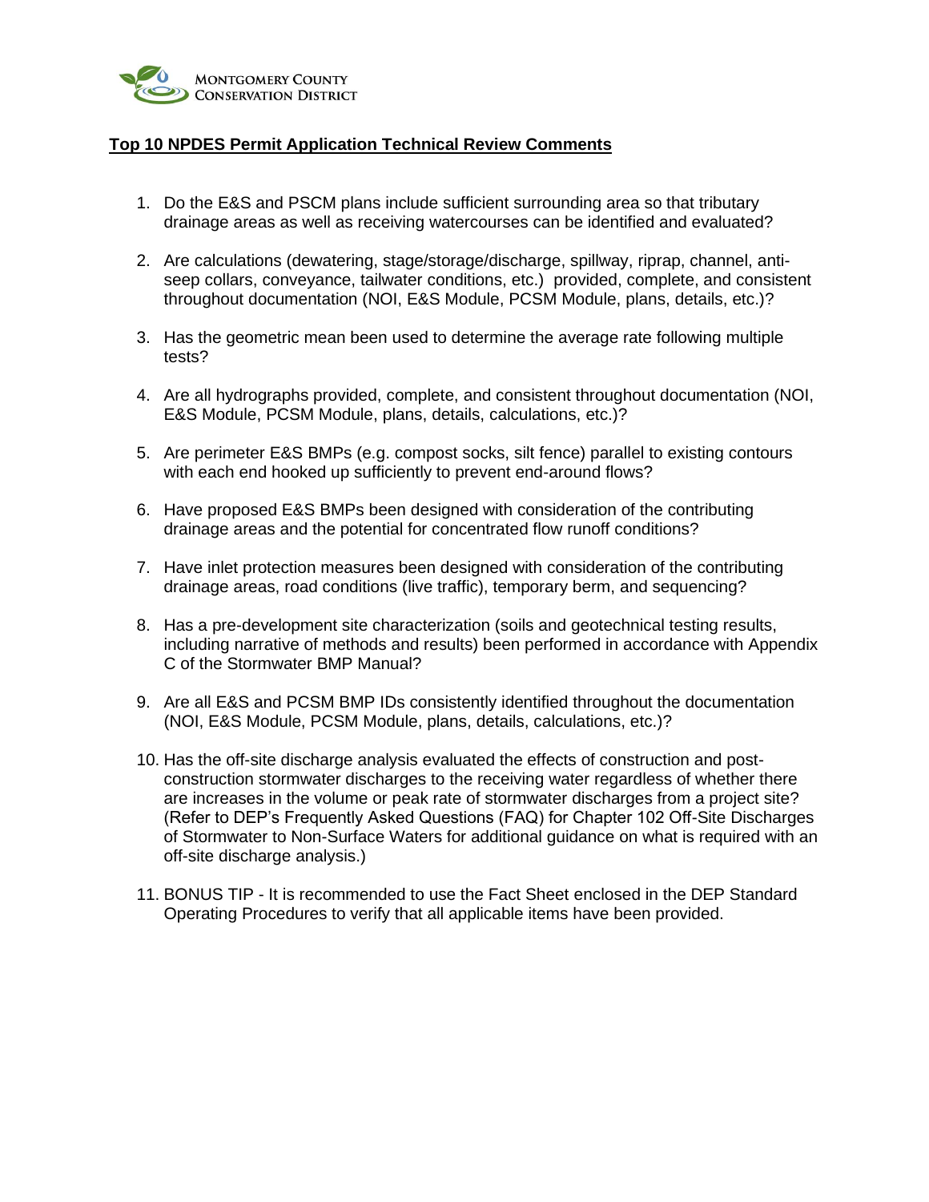Montgomery County Conservation District

**Top 10 NPDES Permit Application Technical Review Comments**

1. Do the E&S and PSCM plans include sufficient surrounding area so that tributary drainage areas as well as receiving watercourses can be identified and evaluated?
2. Are calculations (dewatering, stage/storage/discharge, spillway, riprap, channel, anti-seep collars, conveyance, tailwater conditions, etc.) provided, complete, and consistent throughout documentation (NOI, E&S Module, PCSM Module, plans, details, etc.)?
3. Has the geometric mean been used to determine the average rate following multiple tests?
4. Are all hydrographs provided, complete, and consistent throughout documentation (NOI, E&S Module, PCSM Module, plans, details, calculations, etc.)?
5. Are perimeter E&S BMPs (e.g. compost socks, silt fence) parallel to existing contours with each end hooked up sufficiently to prevent end-around flows?
6. Have proposed E&S BMPs been designed with consideration of the contributing drainage areas and the potential for concentrated flow runoff conditions?
7. Have inlet protection measures been designed with consideration of the contributing drainage areas, road conditions (live traffic), temporary berm, and sequencing?
8. Has a pre-development site characterization (soils and geotechnical testing results, including narrative of methods and results) been performed in accordance with Appendix C of the Stormwater BMP Manual?
9. Are all E&S and PCSM BMP IDs consistently identified throughout the documentation (NOI, E&S Module, PCSM Module, plans, details, calculations, etc.)?
10. Has the off-site discharge analysis evaluated the effects of construction and post-construction stormwater discharges to the receiving water regardless of whether there are increases in the volume or peak rate of stormwater discharges from a project site? (Refer to DEP's Frequently Asked Questions (FAQ) for Chapter 102 Off-Site Discharges of Stormwater to Non-Surface Waters for additional guidance on what is required with an off-site discharge analysis.)
11. BONUS TIP - It is recommended to use the Fact Sheet enclosed in the DEP Standard Operating Procedures to verify that all applicable items have been provided.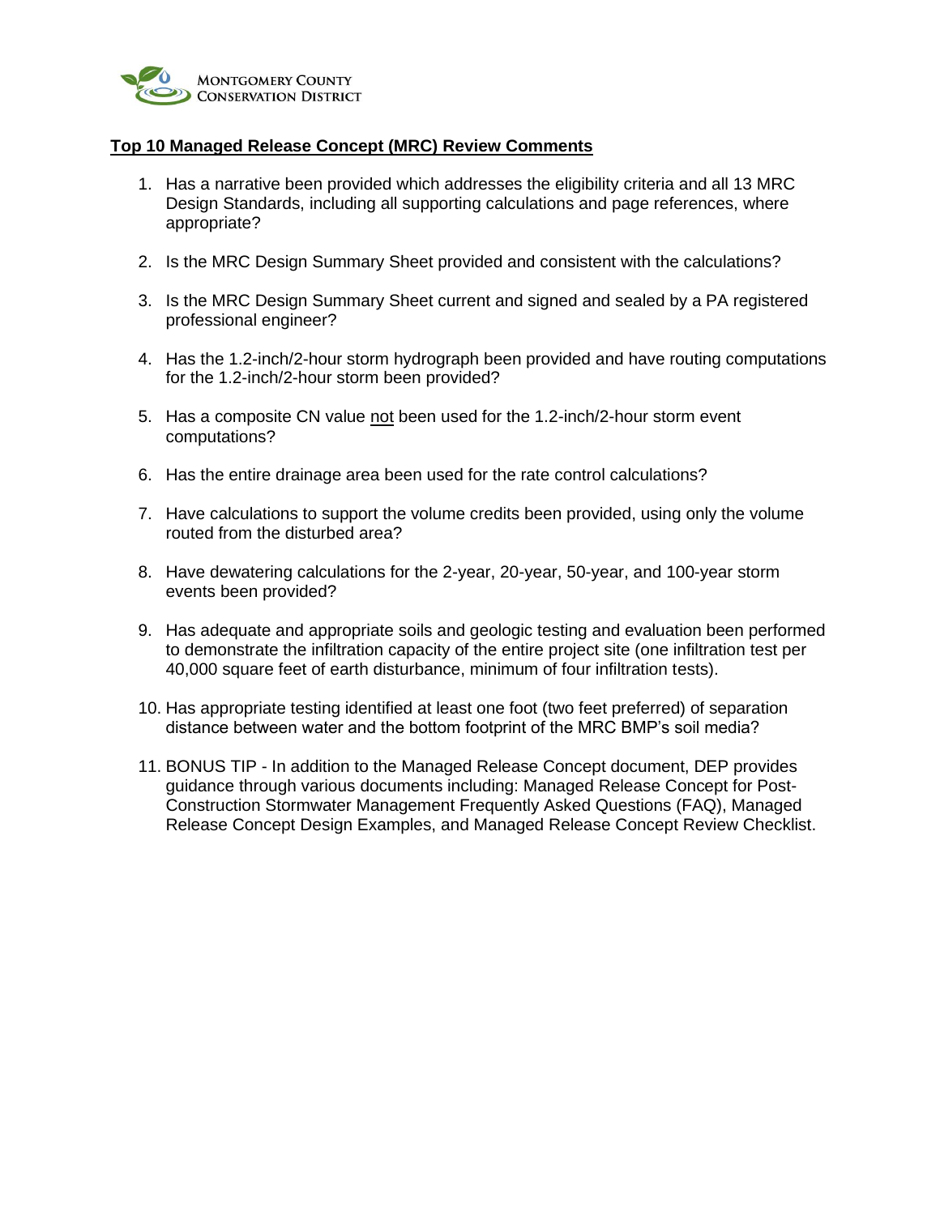Montgomery County Conservation District

**Top 10 Managed Release Concept (MRC) Review Comments**

1. Has a narrative been provided which addresses the eligibility criteria and all 13 MRC Design Standards, including all supporting calculations and page references, where appropriate?

2. Is the MRC Design Summary Sheet provided and consistent with the calculations?

3. Is the MRC Design Summary Sheet current and signed and sealed by a PA registered professional engineer?

4. Has the 1.2-inch/2-hour storm hydrograph been provided and have routing computations for the 1.2-inch/2-hour storm been provided?

5. Has a composite CN value not been used for the 1.2-inch/2-hour storm event computations?

6. Has the entire drainage area been used for the rate control calculations?

7. Have calculations to support the volume credits been provided, using only the volume routed from the disturbed area?

8. Have dewatering calculations for the 2-year, 20-year, 50-year, and 100-year storm events been provided?

9. Has adequate and appropriate soils and geologic testing and evaluation been performed to demonstrate the infiltration capacity of the entire project site (one infiltration test per 40,000 square feet of earth disturbance, minimum of four infiltration tests).

10. Has appropriate testing identified at least one foot (two feet preferred) of separation distance between water and the bottom footprint of the MRC BMP's soil media?

11. BONUS TIP - In addition to the Managed Release Concept document, DEP provides guidance through various documents including: Managed Release Concept for Post-Construction Stormwater Management Frequently Asked Questions (FAQ), Managed Release Concept Design Examples, and Managed Release Concept Review Checklist.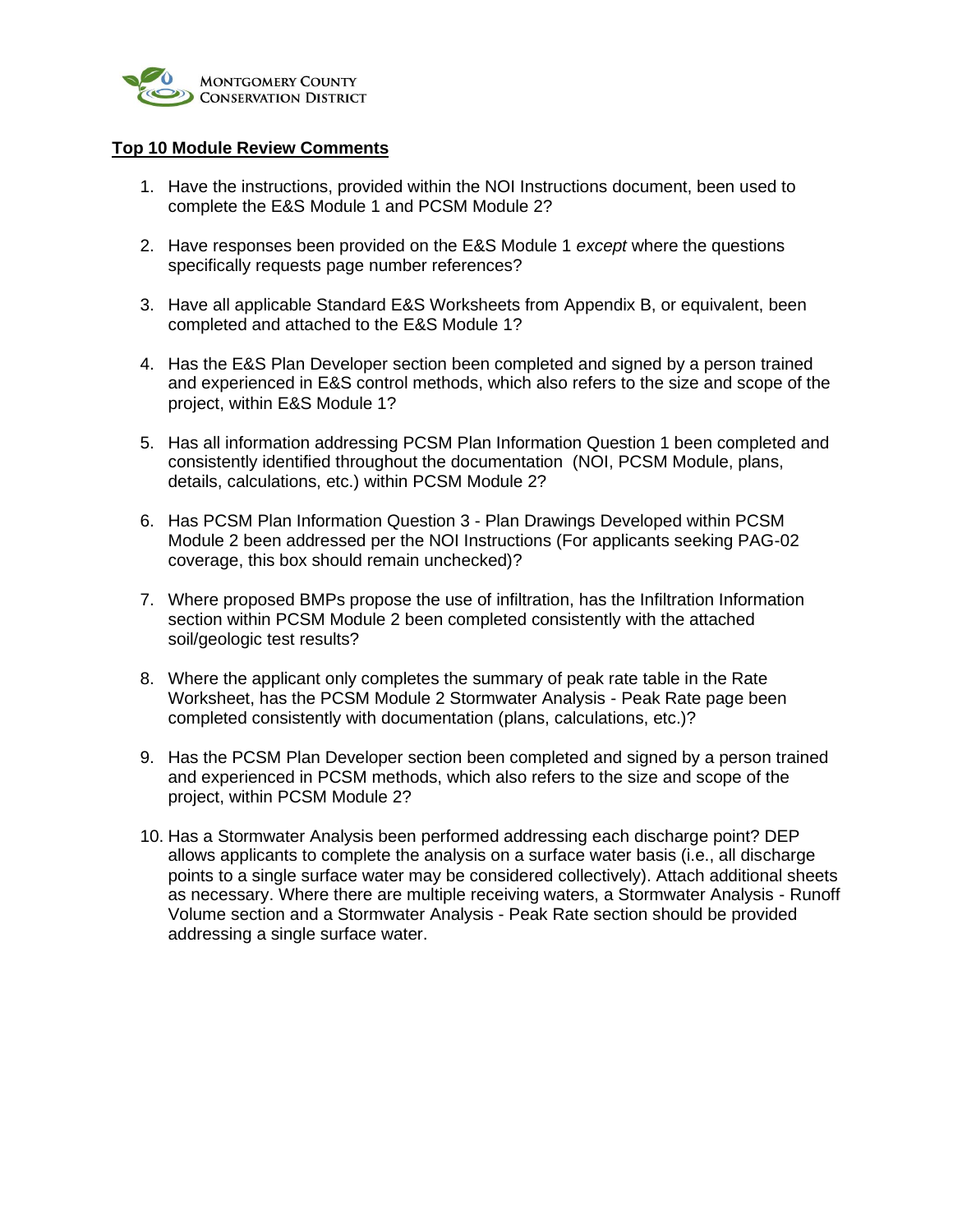MONTGOMERY COUNTY
CONSERVATION DISTRICT

**Top 10 Module Review Comments**

1. Have the instructions, provided within the NOI Instructions document, been used to complete the E&S Module 1 and PCSM Module 2?

2. Have responses been provided on the E&S Module 1 *except* where the questions specifically requests page number references?

3. Have all applicable Standard E&S Worksheets from Appendix B, or equivalent, been completed and attached to the E&S Module 1?

4. Has the E&S Plan Developer section been completed and signed by a person trained and experienced in E&S control methods, which also refers to the size and scope of the project, within E&S Module 1?

5. Has all information addressing PCSM Plan Information Question 1 been completed and consistently identified throughout the documentation (NOI, PCSM Module, plans, details, calculations, etc.) within PCSM Module 2?

6. Has PCSM Plan Information Question 3 - Plan Drawings Developed within PCSM Module 2 been addressed per the NOI Instructions (For applicants seeking PAG-02 coverage, this box should remain unchecked)?

7. Where proposed BMPs propose the use of infiltration, has the Infiltration Information section within PCSM Module 2 been completed consistently with the attached soil/geologic test results?

8. Where the applicant only completes the summary of peak rate table in the Rate Worksheet, has the PCSM Module 2 Stormwater Analysis - Peak Rate page been completed consistently with documentation (plans, calculations, etc.)?

9. Has the PCSM Plan Developer section been completed and signed by a person trained and experienced in PCSM methods, which also refers to the size and scope of the project, within PCSM Module 2?

10. Has a Stormwater Analysis been performed addressing each discharge point? DEP allows applicants to complete the analysis on a surface water basis (i.e., all discharge points to a single surface water may be considered collectively). Attach additional sheets as necessary. Where there are multiple receiving waters, a Stormwater Analysis - Runoff Volume section and a Stormwater Analysis - Peak Rate section should be provided addressing a single surface water.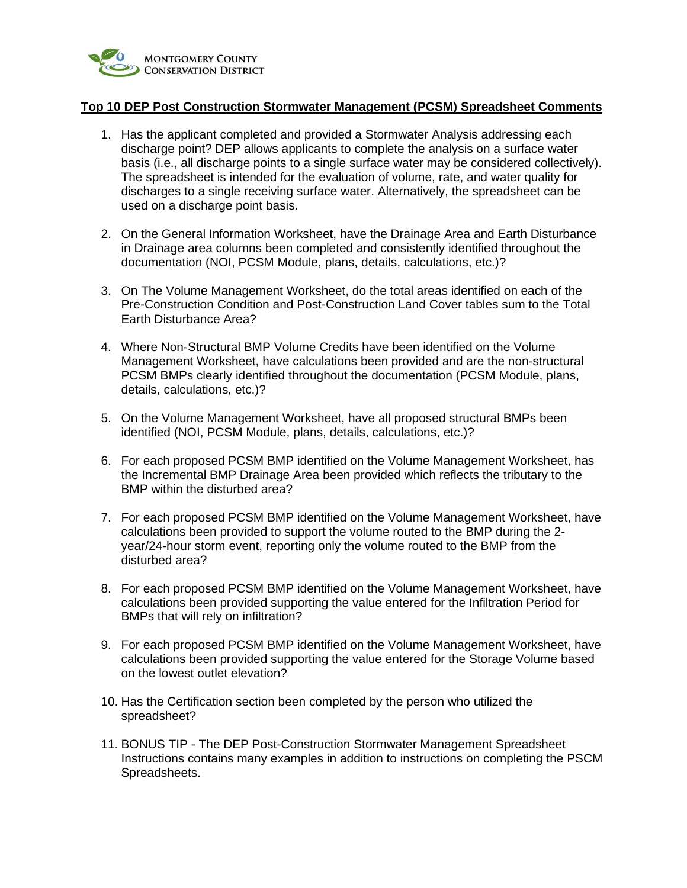Montgomery County Conservation District

**Top 10 DEP Post Construction Stormwater Management (PCSM) Spreadsheet Comments**

1. Has the applicant completed and provided a Stormwater Analysis addressing each discharge point? DEP allows applicants to complete the analysis on a surface water basis (i.e., all discharge points to a single surface water may be considered collectively). The spreadsheet is intended for the evaluation of volume, rate, and water quality for discharges to a single receiving surface water. Alternatively, the spreadsheet can be used on a discharge point basis.

2. On the General Information Worksheet, have the Drainage Area and Earth Disturbance in Drainage area columns been completed and consistently identified throughout the documentation (NOI, PCSM Module, plans, details, calculations, etc.)?

3. On The Volume Management Worksheet, do the total areas identified on each of the Pre-Construction Condition and Post-Construction Land Cover tables sum to the Total Earth Disturbance Area?

4. Where Non-Structural BMP Volume Credits have been identified on the Volume Management Worksheet, have calculations been provided and are the non-structural PCSM BMPs clearly identified throughout the documentation (PCSM Module, plans, details, calculations, etc.)?

5. On the Volume Management Worksheet, have all proposed structural BMPs been identified (NOI, PCSM Module, plans, details, calculations, etc.)?

6. For each proposed PCSM BMP identified on the Volume Management Worksheet, has the Incremental BMP Drainage Area been provided which reflects the tributary to the BMP within the disturbed area?

7. For each proposed PCSM BMP identified on the Volume Management Worksheet, have calculations been provided to support the volume routed to the BMP during the 2-year/24-hour storm event, reporting only the volume routed to the BMP from the disturbed area?

8. For each proposed PCSM BMP identified on the Volume Management Worksheet, have calculations been provided supporting the value entered for the Infiltration Period for BMPs that will rely on infiltration?

9. For each proposed PCSM BMP identified on the Volume Management Worksheet, have calculations been provided supporting the value entered for the Storage Volume based on the lowest outlet elevation?

10. Has the Certification section been completed by the person who utilized the spreadsheet?

11. BONUS TIP - The DEP Post-Construction Stormwater Management Spreadsheet Instructions contains many examples in addition to instructions on completing the PSCM Spreadsheets.